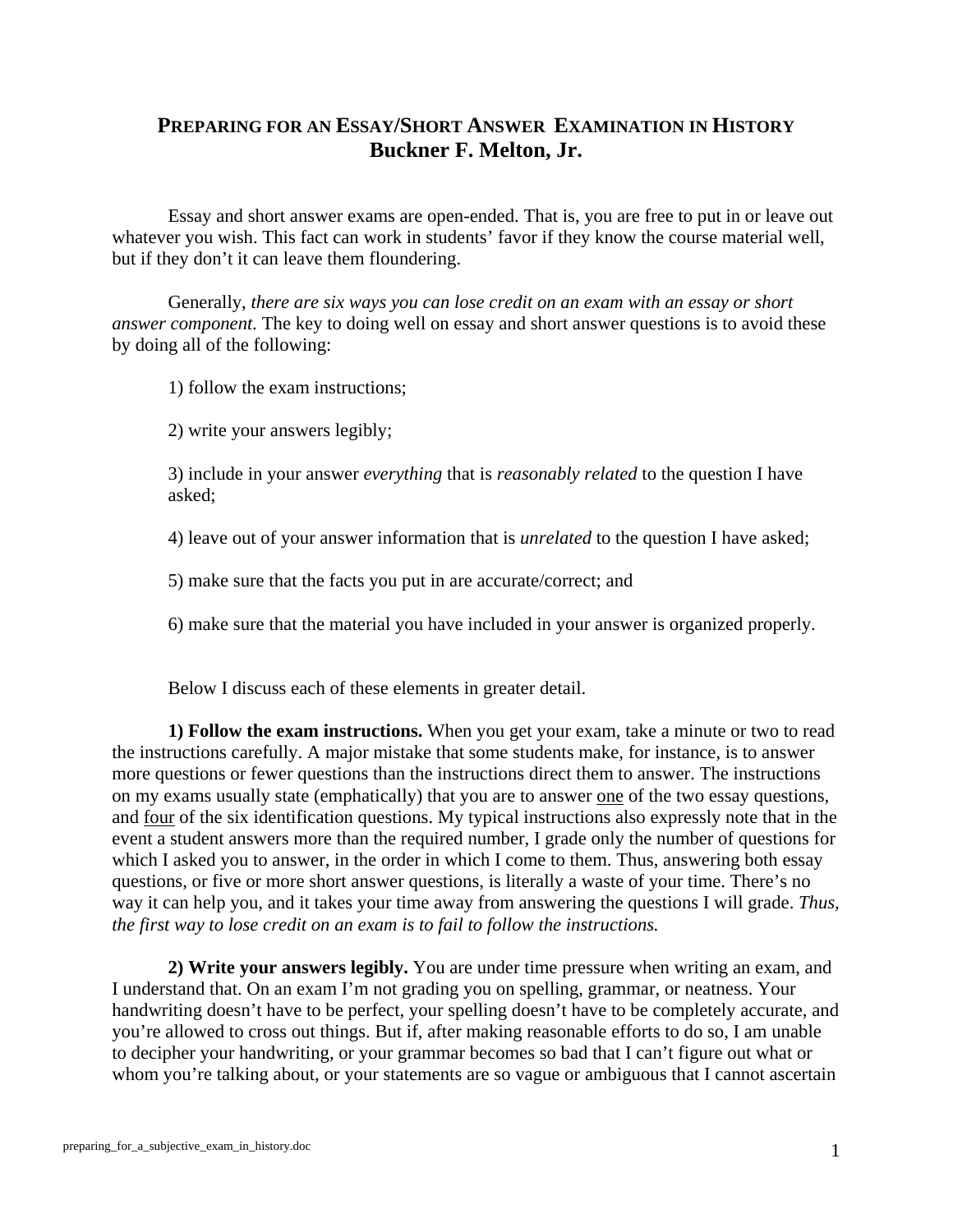# PREPARING FOR AN ESSAY/SHORT ANSWER EXAMINATION IN HISTORY

## Buckner F. Melton, Jr.

Essay and short answer exams are open-ended. That is, you are free to put in or leave out whatever you wish. This fact can work in students' favor if they know the course material well, but if they don't it can leave them floundering.

Generally, *there are six ways you can lose credit on an exam with an essay or short answer component.* The key to doing well on essay and short answer questions is to avoid these by doing all of the following:

1) follow the exam instructions;

2) write your answers legibly;

3) include in your answer *everything* that is *reasonably related* to the question I have asked;

4) leave out of your answer information that is *unrelated* to the question I have asked;

5) make sure that the facts you put in are accurate/correct; and

6) make sure that the material you have included in your answer is organized properly.

Below I discuss each of these elements in greater detail.

**1) Follow the exam instructions.** When you get your exam, take a minute or two to read the instructions carefully. A major mistake that some students make, for instance, is to answer more questions or fewer questions than the instructions direct them to answer. The instructions on my exams usually state (emphatically) that you are to answer <u>one</u> of the two essay questions, and <u>four</u> of the six identification questions. My typical instructions also expressly note that in the event a student answers more than the required number, I grade only the number of questions for which I asked you to answer, in the order in which I come to them. Thus, answering both essay questions, or five or more short answer questions, is literally a waste of your time. There's no way it can help you, and it takes your time away from answering the questions I will grade. *Thus, the first way to lose credit on an exam is to fail to follow the instructions.*

**2) Write your answers legibly.** You are under time pressure when writing an exam, and I understand that. On an exam I'm not grading you on spelling, grammar, or neatness. Your handwriting doesn't have to be perfect, your spelling doesn't have to be completely accurate, and you're allowed to cross out things. But if, after making reasonable efforts to do so, I am unable to decipher your handwriting, or your grammar becomes so bad that I can't figure out what or whom you're talking about, or your statements are so vague or ambiguous that I cannot ascertain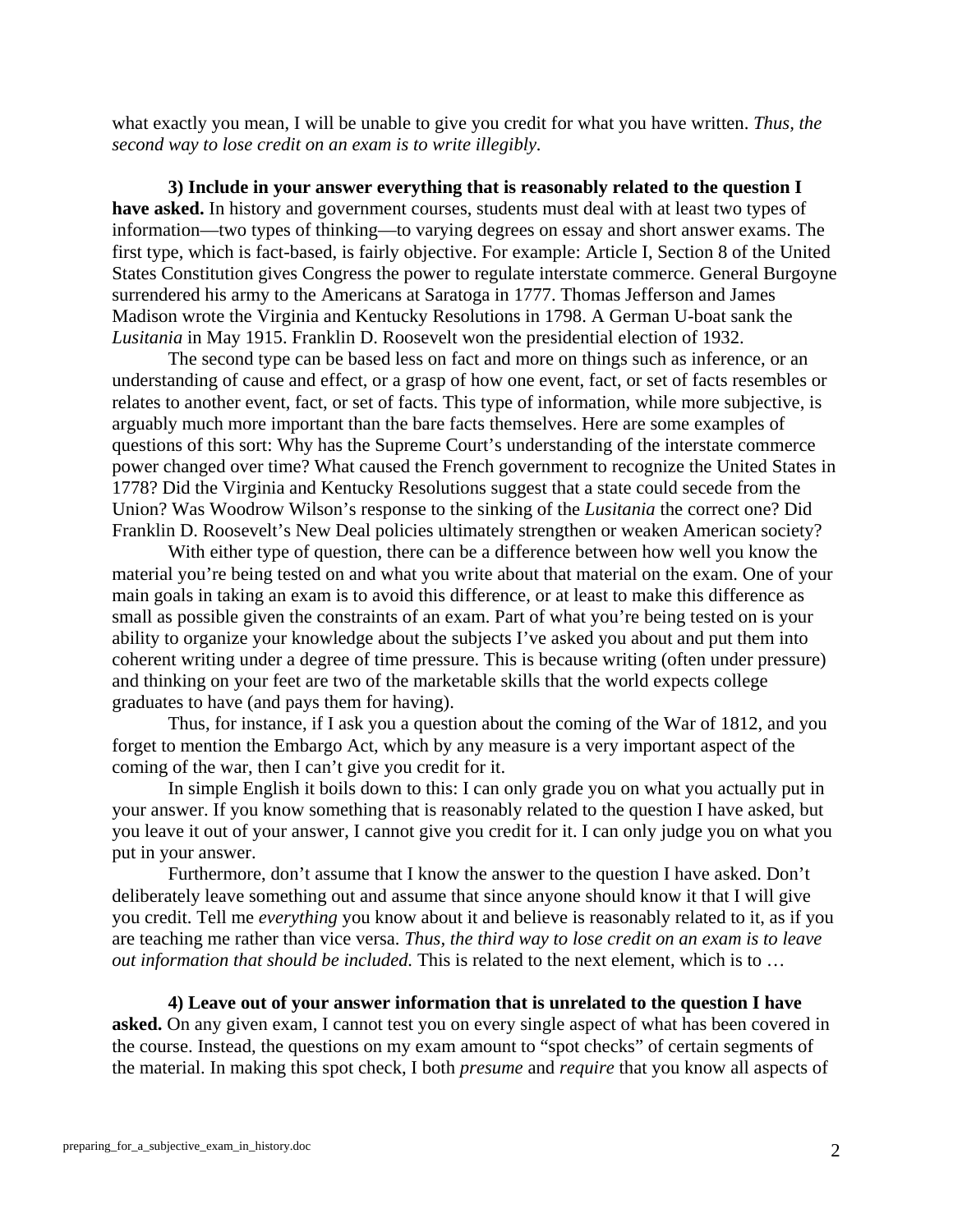what exactly you mean, I will be unable to give you credit for what you have written. *Thus, the second way to lose credit on an exam is to write illegibly.*

**3) Include in your answer everything that is reasonably related to the question I have asked.** In history and government courses, students must deal with at least two types of information—two types of thinking—to varying degrees on essay and short answer exams. The first type, which is fact-based, is fairly objective. For example: Article I, Section 8 of the United States Constitution gives Congress the power to regulate interstate commerce. General Burgoyne surrendered his army to the Americans at Saratoga in 1777. Thomas Jefferson and James Madison wrote the Virginia and Kentucky Resolutions in 1798. A German U-boat sank the *Lusitania* in May 1915. Franklin D. Roosevelt won the presidential election of 1932.

The second type can be based less on fact and more on things such as inference, or an understanding of cause and effect, or a grasp of how one event, fact, or set of facts resembles or relates to another event, fact, or set of facts. This type of information, while more subjective, is arguably much more important than the bare facts themselves. Here are some examples of questions of this sort: Why has the Supreme Court's understanding of the interstate commerce power changed over time? What caused the French government to recognize the United States in 1778? Did the Virginia and Kentucky Resolutions suggest that a state could secede from the Union? Was Woodrow Wilson's response to the sinking of the *Lusitania* the correct one? Did Franklin D. Roosevelt's New Deal policies ultimately strengthen or weaken American society?

With either type of question, there can be a difference between how well you know the material you're being tested on and what you write about that material on the exam. One of your main goals in taking an exam is to avoid this difference, or at least to make this difference as small as possible given the constraints of an exam. Part of what you're being tested on is your ability to organize your knowledge about the subjects I've asked you about and put them into coherent writing under a degree of time pressure. This is because writing (often under pressure) and thinking on your feet are two of the marketable skills that the world expects college graduates to have (and pays them for having).

Thus, for instance, if I ask you a question about the coming of the War of 1812, and you forget to mention the Embargo Act, which by any measure is a very important aspect of the coming of the war, then I can't give you credit for it.

In simple English it boils down to this: I can only grade you on what you actually put in your answer. If you know something that is reasonably related to the question I have asked, but you leave it out of your answer, I cannot give you credit for it. I can only judge you on what you put in your answer.

Furthermore, don't assume that I know the answer to the question I have asked. Don't deliberately leave something out and assume that since anyone should know it that I will give you credit. Tell me *everything* you know about it and believe is reasonably related to it, as if you are teaching me rather than vice versa. *Thus, the third way to lose credit on an exam is to leave out information that should be included.* This is related to the next element, which is to …

**4) Leave out of your answer information that is unrelated to the question I have asked.** On any given exam, I cannot test you on every single aspect of what has been covered in the course. Instead, the questions on my exam amount to "spot checks" of certain segments of the material. In making this spot check, I both *presume* and *require* that you know all aspects of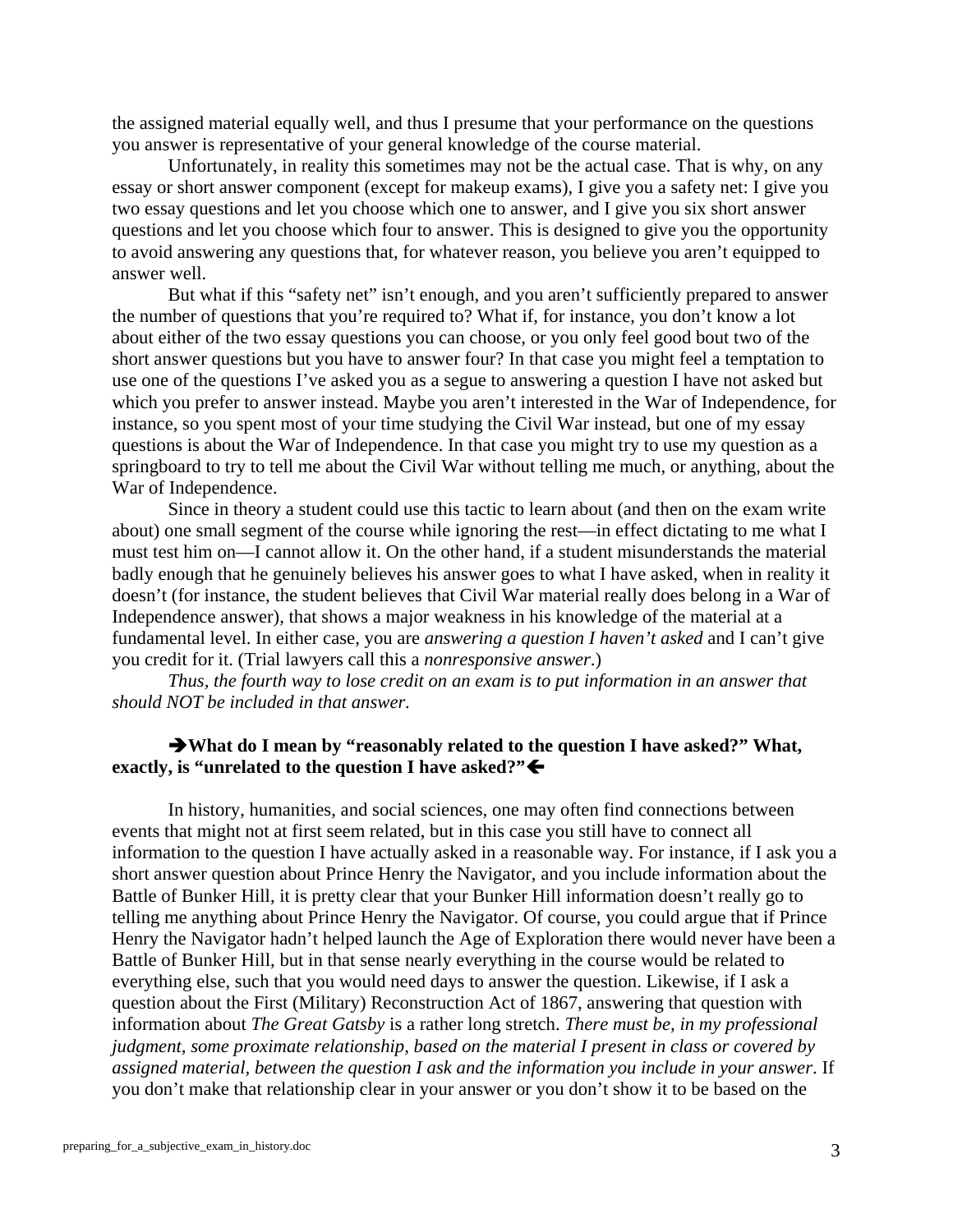the assigned material equally well, and thus I presume that your performance on the questions you answer is representative of your general knowledge of the course material.

Unfortunately, in reality this sometimes may not be the actual case. That is why, on any essay or short answer component (except for makeup exams), I give you a safety net: I give you two essay questions and let you choose which one to answer, and I give you six short answer questions and let you choose which four to answer. This is designed to give you the opportunity to avoid answering any questions that, for whatever reason, you believe you aren't equipped to answer well.

But what if this "safety net" isn't enough, and you aren't sufficiently prepared to answer the number of questions that you're required to? What if, for instance, you don't know a lot about either of the two essay questions you can choose, or you only feel good bout two of the short answer questions but you have to answer four? In that case you might feel a temptation to use one of the questions I've asked you as a segue to answering a question I have not asked but which you prefer to answer instead. Maybe you aren't interested in the War of Independence, for instance, so you spent most of your time studying the Civil War instead, but one of my essay questions is about the War of Independence. In that case you might try to use my question as a springboard to try to tell me about the Civil War without telling me much, or anything, about the War of Independence.

Since in theory a student could use this tactic to learn about (and then on the exam write about) one small segment of the course while ignoring the rest—in effect dictating to me what I must test him on—I cannot allow it. On the other hand, if a student misunderstands the material badly enough that he genuinely believes his answer goes to what I have asked, when in reality it doesn't (for instance, the student believes that Civil War material really does belong in a War of Independence answer), that shows a major weakness in his knowledge of the material at a fundamental level. In either case, you are *answering a question I haven't asked* and I can't give you credit for it. (Trial lawyers call this a *nonresponsive answer*.)

*Thus, the fourth way to lose credit on an exam is to put information in an answer that should NOT be included in that answer.*

**➔What do I mean by "reasonably related to the question I have asked?" What, exactly, is "unrelated to the question I have asked?"🡐**

In history, humanities, and social sciences, one may often find connections between events that might not at first seem related, but in this case you still have to connect all information to the question I have actually asked in a reasonable way. For instance, if I ask you a short answer question about Prince Henry the Navigator, and you include information about the Battle of Bunker Hill, it is pretty clear that your Bunker Hill information doesn't really go to telling me anything about Prince Henry the Navigator. Of course, you could argue that if Prince Henry the Navigator hadn't helped launch the Age of Exploration there would never have been a Battle of Bunker Hill, but in that sense nearly everything in the course would be related to everything else, such that you would need days to answer the question. Likewise, if I ask a question about the First (Military) Reconstruction Act of 1867, answering that question with information about *The Great Gatsby* is a rather long stretch. *There must be, in my professional judgment, some proximate relationship, based on the material I present in class or covered by assigned material, between the question I ask and the information you include in your answer*. If you don't make that relationship clear in your answer or you don't show it to be based on the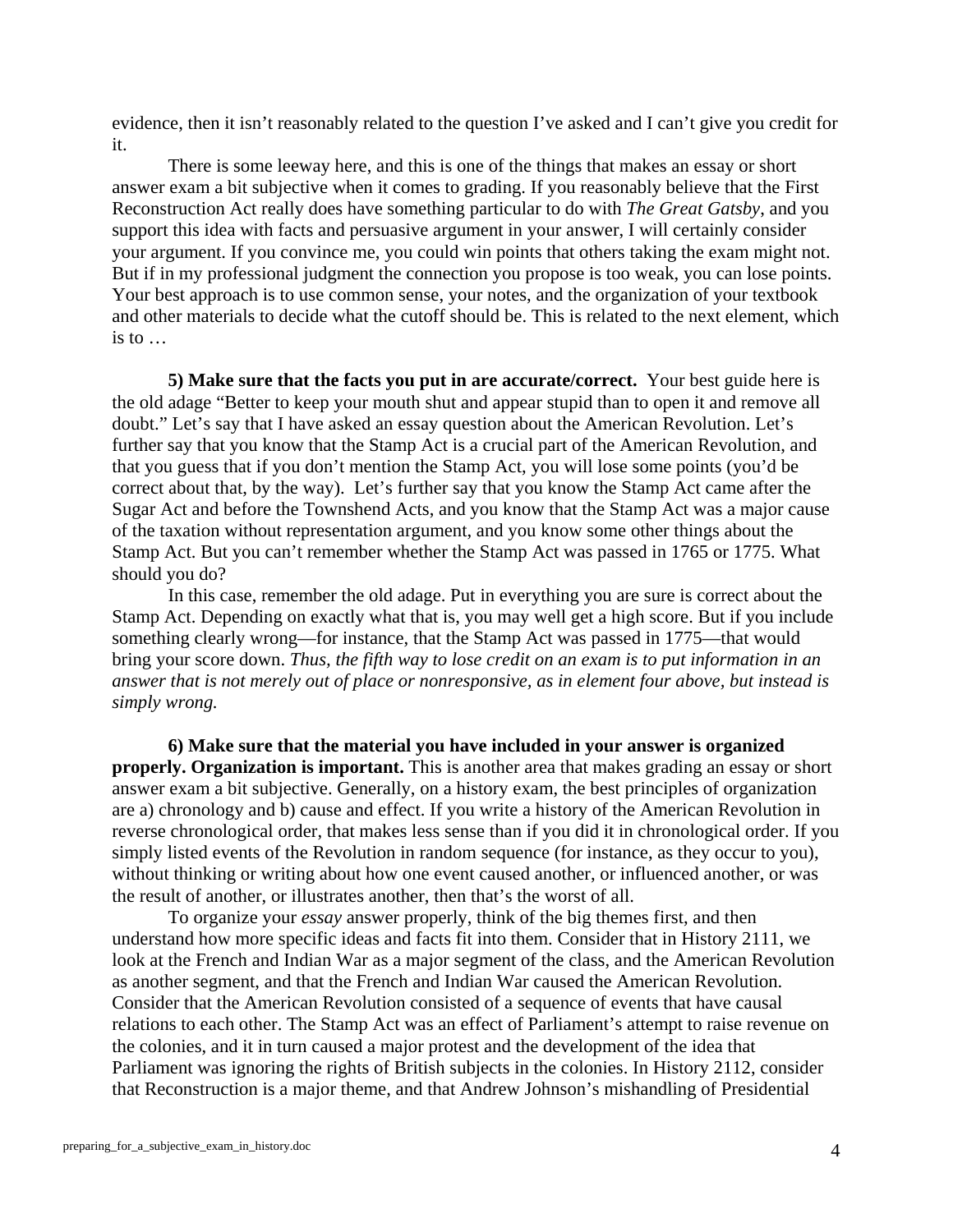evidence, then it isn't reasonably related to the question I've asked and I can't give you credit for it.

There is some leeway here, and this is one of the things that makes an essay or short answer exam a bit subjective when it comes to grading. If you reasonably believe that the First Reconstruction Act really does have something particular to do with *The Great Gatsby*, and you support this idea with facts and persuasive argument in your answer, I will certainly consider your argument. If you convince me, you could win points that others taking the exam might not. But if in my professional judgment the connection you propose is too weak, you can lose points. Your best approach is to use common sense, your notes, and the organization of your textbook and other materials to decide what the cutoff should be. This is related to the next element, which is to …

**5) Make sure that the facts you put in are accurate/correct.** Your best guide here is the old adage "Better to keep your mouth shut and appear stupid than to open it and remove all doubt." Let's say that I have asked an essay question about the American Revolution. Let's further say that you know that the Stamp Act is a crucial part of the American Revolution, and that you guess that if you don't mention the Stamp Act, you will lose some points (you'd be correct about that, by the way). Let's further say that you know the Stamp Act came after the Sugar Act and before the Townshend Acts, and you know that the Stamp Act was a major cause of the taxation without representation argument, and you know some other things about the Stamp Act. But you can't remember whether the Stamp Act was passed in 1765 or 1775. What should you do?

In this case, remember the old adage. Put in everything you are sure is correct about the Stamp Act. Depending on exactly what that is, you may well get a high score. But if you include something clearly wrong—for instance, that the Stamp Act was passed in 1775—that would bring your score down. *Thus, the fifth way to lose credit on an exam is to put information in an answer that is not merely out of place or nonresponsive, as in element four above, but instead is simply wrong.*

**6) Make sure that the material you have included in your answer is organized properly. Organization is important.** This is another area that makes grading an essay or short answer exam a bit subjective. Generally, on a history exam, the best principles of organization are a) chronology and b) cause and effect. If you write a history of the American Revolution in reverse chronological order, that makes less sense than if you did it in chronological order. If you simply listed events of the Revolution in random sequence (for instance, as they occur to you), without thinking or writing about how one event caused another, or influenced another, or was the result of another, or illustrates another, then that's the worst of all.

To organize your *essay* answer properly, think of the big themes first, and then understand how more specific ideas and facts fit into them. Consider that in History 2111, we look at the French and Indian War as a major segment of the class, and the American Revolution as another segment, and that the French and Indian War caused the American Revolution. Consider that the American Revolution consisted of a sequence of events that have causal relations to each other. The Stamp Act was an effect of Parliament's attempt to raise revenue on the colonies, and it in turn caused a major protest and the development of the idea that Parliament was ignoring the rights of British subjects in the colonies. In History 2112, consider that Reconstruction is a major theme, and that Andrew Johnson's mishandling of Presidential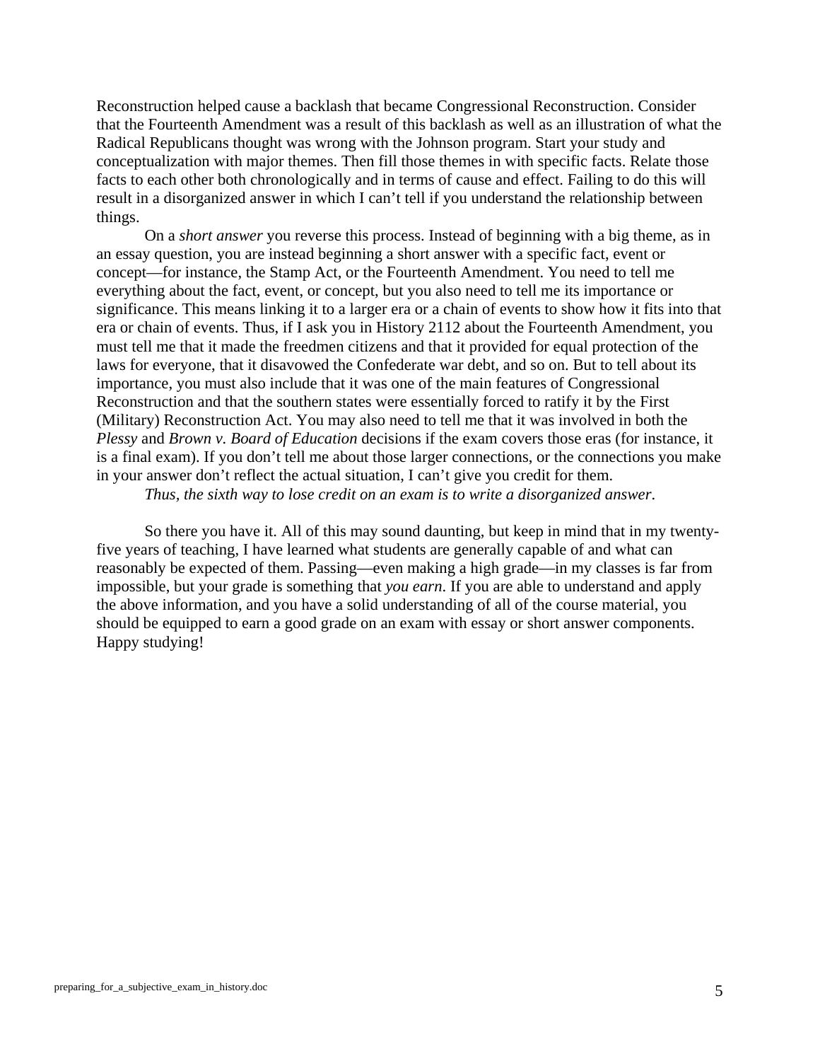Reconstruction helped cause a backlash that became Congressional Reconstruction. Consider that the Fourteenth Amendment was a result of this backlash as well as an illustration of what the Radical Republicans thought was wrong with the Johnson program. Start your study and conceptualization with major themes. Then fill those themes in with specific facts. Relate those facts to each other both chronologically and in terms of cause and effect. Failing to do this will result in a disorganized answer in which I can't tell if you understand the relationship between things.

On a *short answer* you reverse this process. Instead of beginning with a big theme, as in an essay question, you are instead beginning a short answer with a specific fact, event or concept—for instance, the Stamp Act, or the Fourteenth Amendment. You need to tell me everything about the fact, event, or concept, but you also need to tell me its importance or significance. This means linking it to a larger era or a chain of events to show how it fits into that era or chain of events. Thus, if I ask you in History 2112 about the Fourteenth Amendment, you must tell me that it made the freedmen citizens and that it provided for equal protection of the laws for everyone, that it disavowed the Confederate war debt, and so on. But to tell about its importance, you must also include that it was one of the main features of Congressional Reconstruction and that the southern states were essentially forced to ratify it by the First (Military) Reconstruction Act. You may also need to tell me that it was involved in both the *Plessy* and *Brown v. Board of Education* decisions if the exam covers those eras (for instance, it is a final exam). If you don't tell me about those larger connections, or the connections you make in your answer don't reflect the actual situation, I can't give you credit for them.

*Thus, the sixth way to lose credit on an exam is to write a disorganized answer*.

So there you have it. All of this may sound daunting, but keep in mind that in my twenty-five years of teaching, I have learned what students are generally capable of and what can reasonably be expected of them. Passing—even making a high grade—in my classes is far from impossible, but your grade is something that *you earn*. If you are able to understand and apply the above information, and you have a solid understanding of all of the course material, you should be equipped to earn a good grade on an exam with essay or short answer components. Happy studying!